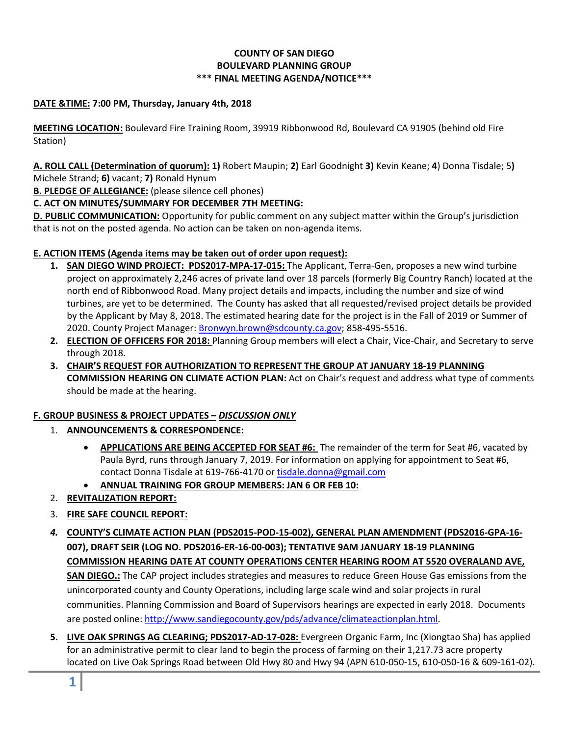**COUNTY OF SAN DIEGO**
**BOULEVARD PLANNING GROUP**
**\*\*\* FINAL MEETING AGENDA/NOTICE\*\*\***

**DATE &TIME: 7:00 PM, Thursday, January 4th, 2018**

**MEETING LOCATION:** Boulevard Fire Training Room, 39919 Ribbonwood Rd, Boulevard CA 91905 (behind old Fire Station)

**A. ROLL CALL (Determination of quorum): 1)** Robert Maupin; **2)** Earl Goodnight **3)** Kevin Keane; **4**) Donna Tisdale; 5**)** Michele Strand; **6)** vacant; **7)** Ronald Hynum

**B. PLEDGE OF ALLEGIANCE:** (please silence cell phones)

**C. ACT ON MINUTES/SUMMARY FOR DECEMBER 7TH MEETING:**

**D. PUBLIC COMMUNICATION:** Opportunity for public comment on any subject matter within the Group's jurisdiction that is not on the posted agenda. No action can be taken on non-agenda items.

**E. ACTION ITEMS (Agenda items may be taken out of order upon request):**

1. **SAN DIEGO WIND PROJECT: PDS2017-MPA-17-015:** The Applicant, Terra-Gen, proposes a new wind turbine project on approximately 2,246 acres of private land over 18 parcels (formerly Big Country Ranch) located at the north end of Ribbonwood Road. Many project details and impacts, including the number and size of wind turbines, are yet to be determined. The County has asked that all requested/revised project details be provided by the Applicant by May 8, 2018. The estimated hearing date for the project is in the Fall of 2019 or Summer of 2020. County Project Manager: Bronwyn.brown@sdcounty.ca.gov; 858-495-5516.
2. **ELECTION OF OFFICERS FOR 2018:** Planning Group members will elect a Chair, Vice-Chair, and Secretary to serve through 2018.
3. **CHAIR'S REQUEST FOR AUTHORIZATION TO REPRESENT THE GROUP AT JANUARY 18-19 PLANNING COMMISSION HEARING ON CLIMATE ACTION PLAN:** Act on Chair's request and address what type of comments should be made at the hearing.

**F. GROUP BUSINESS & PROJECT UPDATES – *DISCUSSION ONLY***

1. **ANNOUNCEMENTS & CORRESPONDENCE:**
   - **APPLICATIONS ARE BEING ACCEPTED FOR SEAT #6:** The remainder of the term for Seat #6, vacated by Paula Byrd, runs through January 7, 2019. For information on applying for appointment to Seat #6, contact Donna Tisdale at 619-766-4170 or tisdale.donna@gmail.com
   - **ANNUAL TRAINING FOR GROUP MEMBERS: JAN 6 OR FEB 10:**
2. **REVITALIZATION REPORT:**
3. **FIRE SAFE COUNCIL REPORT:**
4. **COUNTY'S CLIMATE ACTION PLAN (PDS2015-POD-15-002), GENERAL PLAN AMENDMENT (PDS2016-GPA-16-007), DRAFT SEIR (LOG NO. PDS2016-ER-16-00-003); TENTATIVE 9AM JANUARY 18-19 PLANNING COMMISSION HEARING DATE AT COUNTY OPERATIONS CENTER HEARING ROOM AT 5520 OVERALAND AVE, SAN DIEGO.:** The CAP project includes strategies and measures to reduce Green House Gas emissions from the unincorporated county and County Operations, including large scale wind and solar projects in rural communities. Planning Commission and Board of Supervisors hearings are expected in early 2018. Documents are posted online: http://www.sandiegocounty.gov/pds/advance/climateactionplan.html.
5. **LIVE OAK SPRINGS AG CLEARING; PDS2017-AD-17-028:** Evergreen Organic Farm, Inc (Xiongtao Sha) has applied for an administrative permit to clear land to begin the process of farming on their 1,217.73 acre property located on Live Oak Springs Road between Old Hwy 80 and Hwy 94 (APN 610-050-15, 610-050-16 & 609-161-02).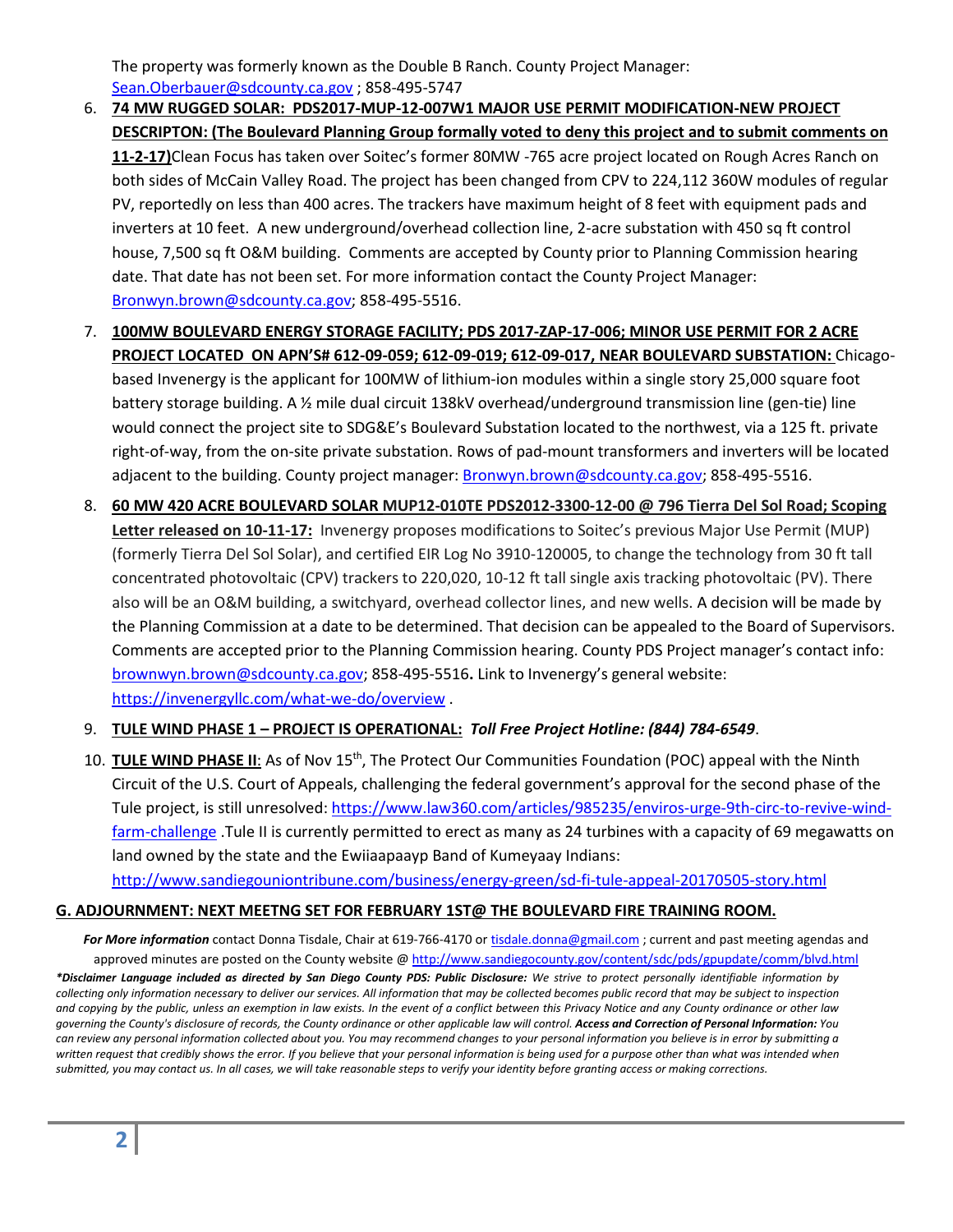The property was formerly known as the Double B Ranch. County Project Manager: Sean.Oberbauer@sdcounty.ca.gov ; 858-495-5747

6. **74 MW RUGGED SOLAR: PDS2017-MUP-12-007W1 MAJOR USE PERMIT MODIFICATION-NEW PROJECT DESCRIPTON: (The Boulevard Planning Group formally voted to deny this project and to submit comments on 11-2-17)** Clean Focus has taken over Soitec's former 80MW -765 acre project located on Rough Acres Ranch on both sides of McCain Valley Road. The project has been changed from CPV to 224,112 360W modules of regular PV, reportedly on less than 400 acres. The trackers have maximum height of 8 feet with equipment pads and inverters at 10 feet. A new underground/overhead collection line, 2-acre substation with 450 sq ft control house, 7,500 sq ft O&M building. Comments are accepted by County prior to Planning Commission hearing date. That date has not been set. For more information contact the County Project Manager: Bronwyn.brown@sdcounty.ca.gov; 858-495-5516.

7. **100MW BOULEVARD ENERGY STORAGE FACILITY; PDS 2017-ZAP-17-006; MINOR USE PERMIT FOR 2 ACRE PROJECT LOCATED ON APN'S# 612-09-059; 612-09-019; 612-09-017, NEAR BOULEVARD SUBSTATION:** Chicago-based Invenergy is the applicant for 100MW of lithium-ion modules within a single story 25,000 square foot battery storage building. A ½ mile dual circuit 138kV overhead/underground transmission line (gen-tie) line would connect the project site to SDG&E's Boulevard Substation located to the northwest, via a 125 ft. private right-of-way, from the on-site private substation. Rows of pad-mount transformers and inverters will be located adjacent to the building. County project manager: Bronwyn.brown@sdcounty.ca.gov; 858-495-5516.

8. **60 MW 420 ACRE BOULEVARD SOLAR MUP12-010TE PDS2012-3300-12-00 @ 796 Tierra Del Sol Road; Scoping Letter released on 10-11-17:** Invenergy proposes modifications to Soitec's previous Major Use Permit (MUP) (formerly Tierra Del Sol Solar), and certified EIR Log No 3910-120005, to change the technology from 30 ft tall concentrated photovoltaic (CPV) trackers to 220,020, 10-12 ft tall single axis tracking photovoltaic (PV). There also will be an O&M building, a switchyard, overhead collector lines, and new wells. A decision will be made by the Planning Commission at a date to be determined. That decision can be appealed to the Board of Supervisors. Comments are accepted prior to the Planning Commission hearing. County PDS Project manager's contact info: brownwyn.brown@sdcounty.ca.gov; 858-495-5516**.** Link to Invenergy's general website: https://invenergyllc.com/what-we-do/overview .

9. **TULE WIND PHASE 1 – PROJECT IS OPERATIONAL:** ***Toll Free Project Hotline: (844) 784-6549***.

10. **TULE WIND PHASE II**: As of Nov 15th, The Protect Our Communities Foundation (POC) appeal with the Ninth Circuit of the U.S. Court of Appeals, challenging the federal government's approval for the second phase of the Tule project, is still unresolved: https://www.law360.com/articles/985235/enviros-urge-9th-circ-to-revive-wind-farm-challenge .Tule II is currently permitted to erect as many as 24 turbines with a capacity of 69 megawatts on land owned by the state and the Ewiiaapaayp Band of Kumeyaay Indians: http://www.sandiegouniontribune.com/business/energy-green/sd-fi-tule-appeal-20170505-story.html

## G. ADJOURNMENT: NEXT MEETNG SET FOR FEBRUARY 1ST@ THE BOULEVARD FIRE TRAINING ROOM.

***For More information*** contact Donna Tisdale, Chair at 619-766-4170 or tisdale.donna@gmail.com ; current and past meeting agendas and approved minutes are posted on the County website @ http://www.sandiegocounty.gov/content/sdc/pds/gpupdate/comm/blvd.html

****Disclaimer Language included as directed by San Diego County PDS: Public Disclosure:*** *We strive to protect personally identifiable information by collecting only information necessary to deliver our services. All information that may be collected becomes public record that may be subject to inspection and copying by the public, unless an exemption in law exists. In the event of a conflict between this Privacy Notice and any County ordinance or other law governing the County's disclosure of records, the County ordinance or other applicable law will control.* ***Access and Correction of Personal Information:*** *You can review any personal information collected about you. You may recommend changes to your personal information you believe is in error by submitting a written request that credibly shows the error. If you believe that your personal information is being used for a purpose other than what was intended when submitted, you may contact us. In all cases, we will take reasonable steps to verify your identity before granting access or making corrections.*